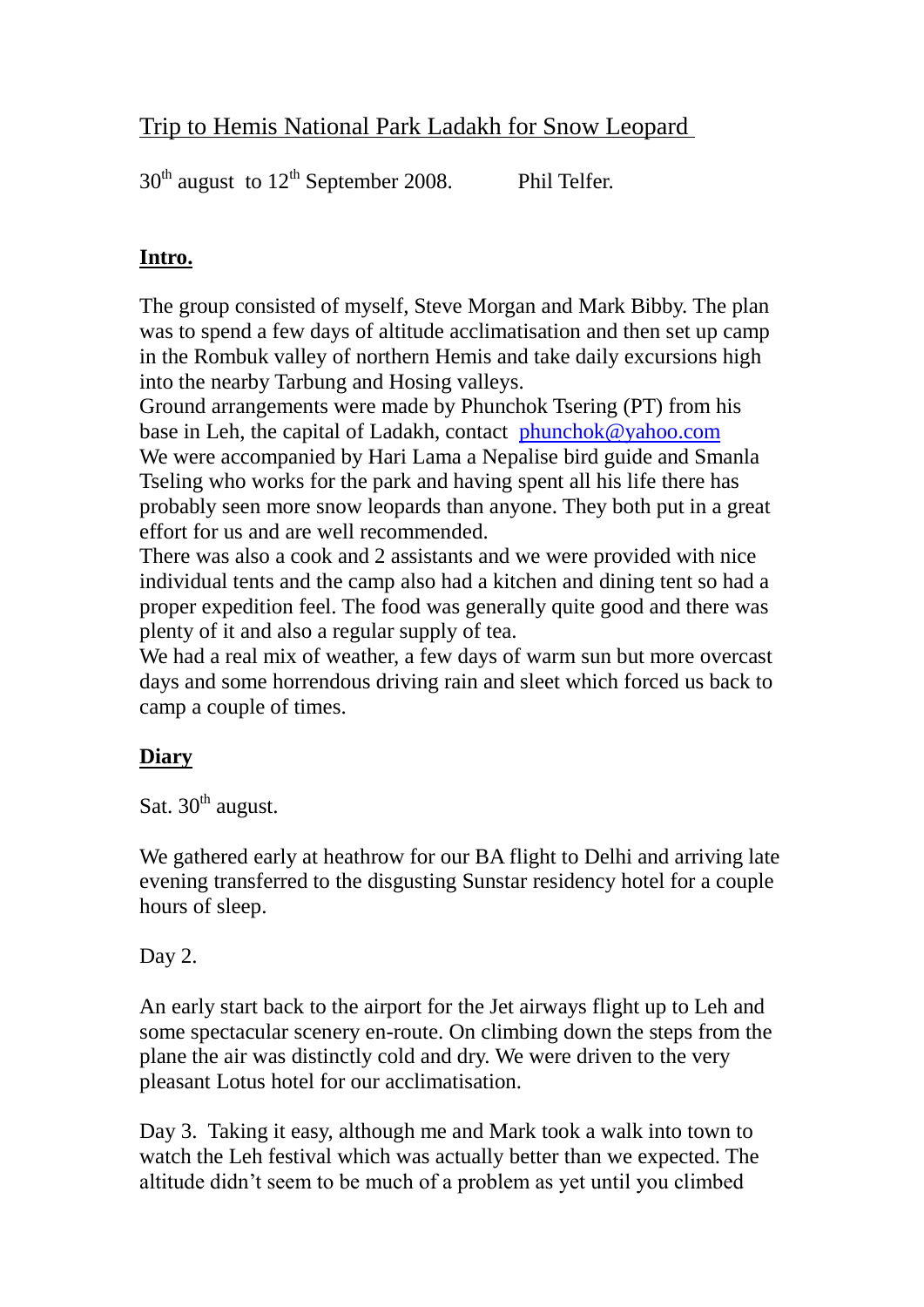# Trip to Hemis National Park Ladakh for Snow Leopard

30th august to 12th September 2008. Phil Telfer.

## Intro.

The group consisted of myself, Steve Morgan and Mark Bibby. The plan was to spend a few days of altitude acclimatisation and then set up camp in the Rombuk valley of northern Hemis and take daily excursions high into the nearby Tarbung and Hosing valleys.

Ground arrangements were made by Phunchok Tsering (PT) from his base in Leh, the capital of Ladakh, contact phunchok@yahoo.com

We were accompanied by Hari Lama a Nepalise bird guide and Smanla Tseling who works for the park and having spent all his life there has probably seen more snow leopards than anyone. They both put in a great effort for us and are well recommended.

There was also a cook and 2 assistants and we were provided with nice individual tents and the camp also had a kitchen and dining tent so had a proper expedition feel. The food was generally quite good and there was plenty of it and also a regular supply of tea.

We had a real mix of weather, a few days of warm sun but more overcast days and some horrendous driving rain and sleet which forced us back to camp a couple of times.

## Diary

Sat. 30th august.

We gathered early at heathrow for our BA flight to Delhi and arriving late evening transferred to the disgusting Sunstar residency hotel for a couple hours of sleep.

Day 2.

An early start back to the airport for the Jet airways flight up to Leh and some spectacular scenery en-route. On climbing down the steps from the plane the air was distinctly cold and dry. We were driven to the very pleasant Lotus hotel for our acclimatisation.

Day 3. Taking it easy, although me and Mark took a walk into town to watch the Leh festival which was actually better than we expected. The altitude didn't seem to be much of a problem as yet until you climbed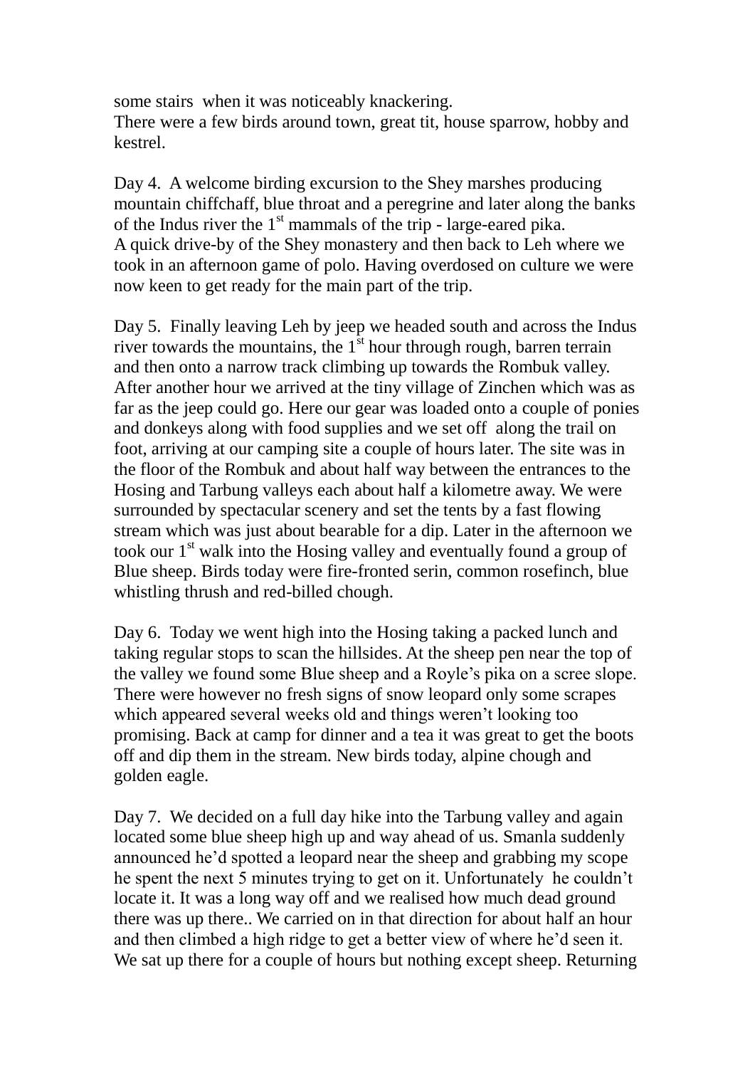some stairs when it was noticeably knackering.
There were a few birds around town, great tit, house sparrow, hobby and kestrel.

Day 4. A welcome birding excursion to the Shey marshes producing mountain chiffchaff, blue throat and a peregrine and later along the banks of the Indus river the 1st mammals of the trip - large-eared pika.
A quick drive-by of the Shey monastery and then back to Leh where we took in an afternoon game of polo. Having overdosed on culture we were now keen to get ready for the main part of the trip.

Day 5. Finally leaving Leh by jeep we headed south and across the Indus river towards the mountains, the 1st hour through rough, barren terrain and then onto a narrow track climbing up towards the Rombuk valley. After another hour we arrived at the tiny village of Zinchen which was as far as the jeep could go. Here our gear was loaded onto a couple of ponies and donkeys along with food supplies and we set off along the trail on foot, arriving at our camping site a couple of hours later. The site was in the floor of the Rombuk and about half way between the entrances to the Hosing and Tarbung valleys each about half a kilometre away. We were surrounded by spectacular scenery and set the tents by a fast flowing stream which was just about bearable for a dip. Later in the afternoon we took our 1st walk into the Hosing valley and eventually found a group of Blue sheep. Birds today were fire-fronted serin, common rosefinch, blue whistling thrush and red-billed chough.

Day 6. Today we went high into the Hosing taking a packed lunch and taking regular stops to scan the hillsides. At the sheep pen near the top of the valley we found some Blue sheep and a Royle's pika on a scree slope. There were however no fresh signs of snow leopard only some scrapes which appeared several weeks old and things weren't looking too promising. Back at camp for dinner and a tea it was great to get the boots off and dip them in the stream. New birds today, alpine chough and golden eagle.

Day 7. We decided on a full day hike into the Tarbung valley and again located some blue sheep high up and way ahead of us. Smanla suddenly announced he'd spotted a leopard near the sheep and grabbing my scope he spent the next 5 minutes trying to get on it. Unfortunately he couldn't locate it. It was a long way off and we realised how much dead ground there was up there.. We carried on in that direction for about half an hour and then climbed a high ridge to get a better view of where he'd seen it. We sat up there for a couple of hours but nothing except sheep. Returning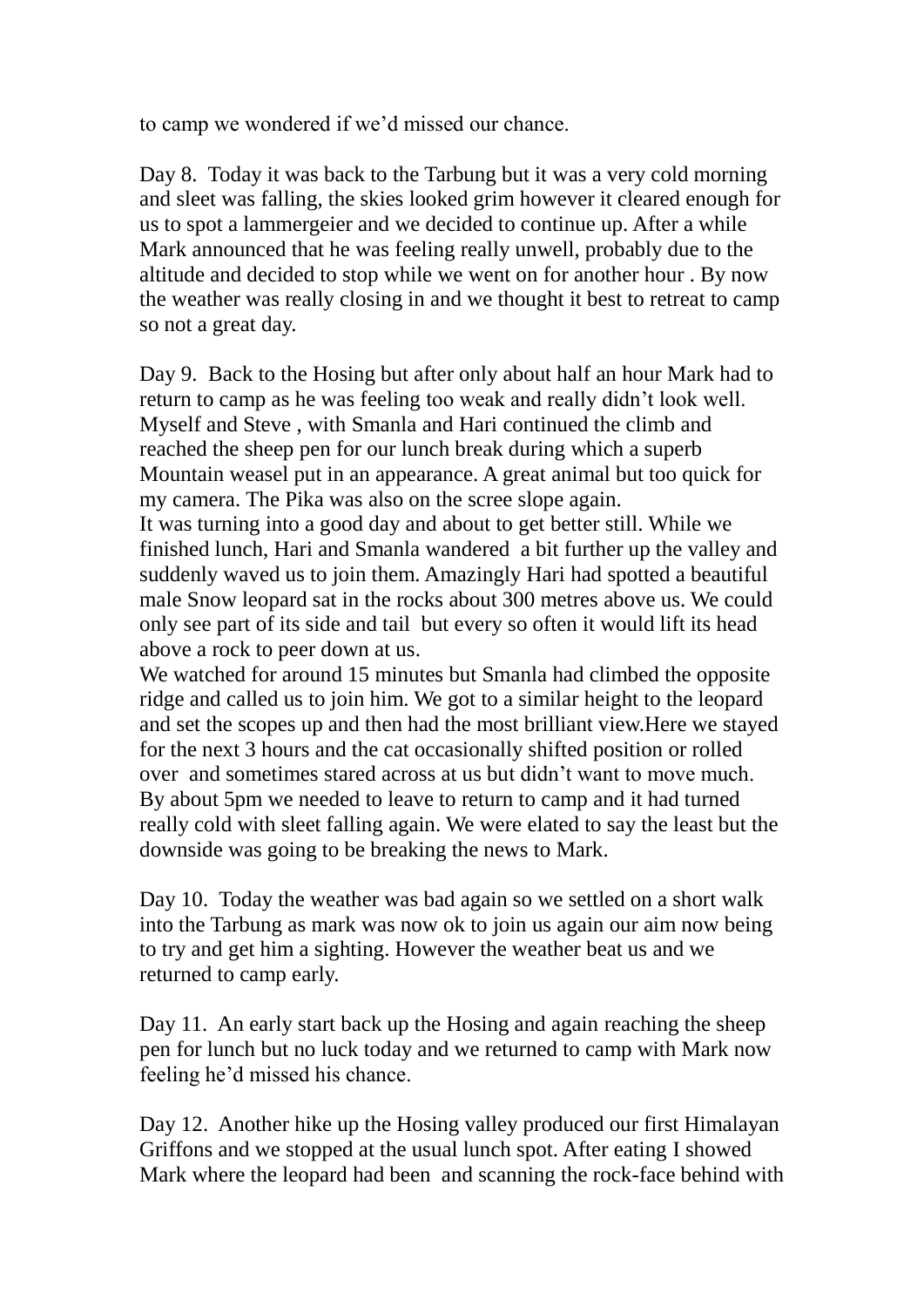to camp we wondered if we'd missed our chance.

Day 8. Today it was back to the Tarbung but it was a very cold morning and sleet was falling, the skies looked grim however it cleared enough for us to spot a lammergeier and we decided to continue up. After a while Mark announced that he was feeling really unwell, probably due to the altitude and decided to stop while we went on for another hour . By now the weather was really closing in and we thought it best to retreat to camp so not a great day.

Day 9. Back to the Hosing but after only about half an hour Mark had to return to camp as he was feeling too weak and really didn't look well. Myself and Steve , with Smanla and Hari continued the climb and reached the sheep pen for our lunch break during which a superb Mountain weasel put in an appearance. A great animal but too quick for my camera. The Pika was also on the scree slope again.
It was turning into a good day and about to get better still. While we finished lunch, Hari and Smanla wandered a bit further up the valley and suddenly waved us to join them. Amazingly Hari had spotted a beautiful male Snow leopard sat in the rocks about 300 metres above us. We could only see part of its side and tail but every so often it would lift its head above a rock to peer down at us.
We watched for around 15 minutes but Smanla had climbed the opposite ridge and called us to join him. We got to a similar height to the leopard and set the scopes up and then had the most brilliant view.Here we stayed for the next 3 hours and the cat occasionally shifted position or rolled over and sometimes stared across at us but didn't want to move much. By about 5pm we needed to leave to return to camp and it had turned really cold with sleet falling again. We were elated to say the least but the downside was going to be breaking the news to Mark.

Day 10. Today the weather was bad again so we settled on a short walk into the Tarbung as mark was now ok to join us again our aim now being to try and get him a sighting. However the weather beat us and we returned to camp early.

Day 11. An early start back up the Hosing and again reaching the sheep pen for lunch but no luck today and we returned to camp with Mark now feeling he'd missed his chance.

Day 12. Another hike up the Hosing valley produced our first Himalayan Griffons and we stopped at the usual lunch spot. After eating I showed Mark where the leopard had been and scanning the rock-face behind with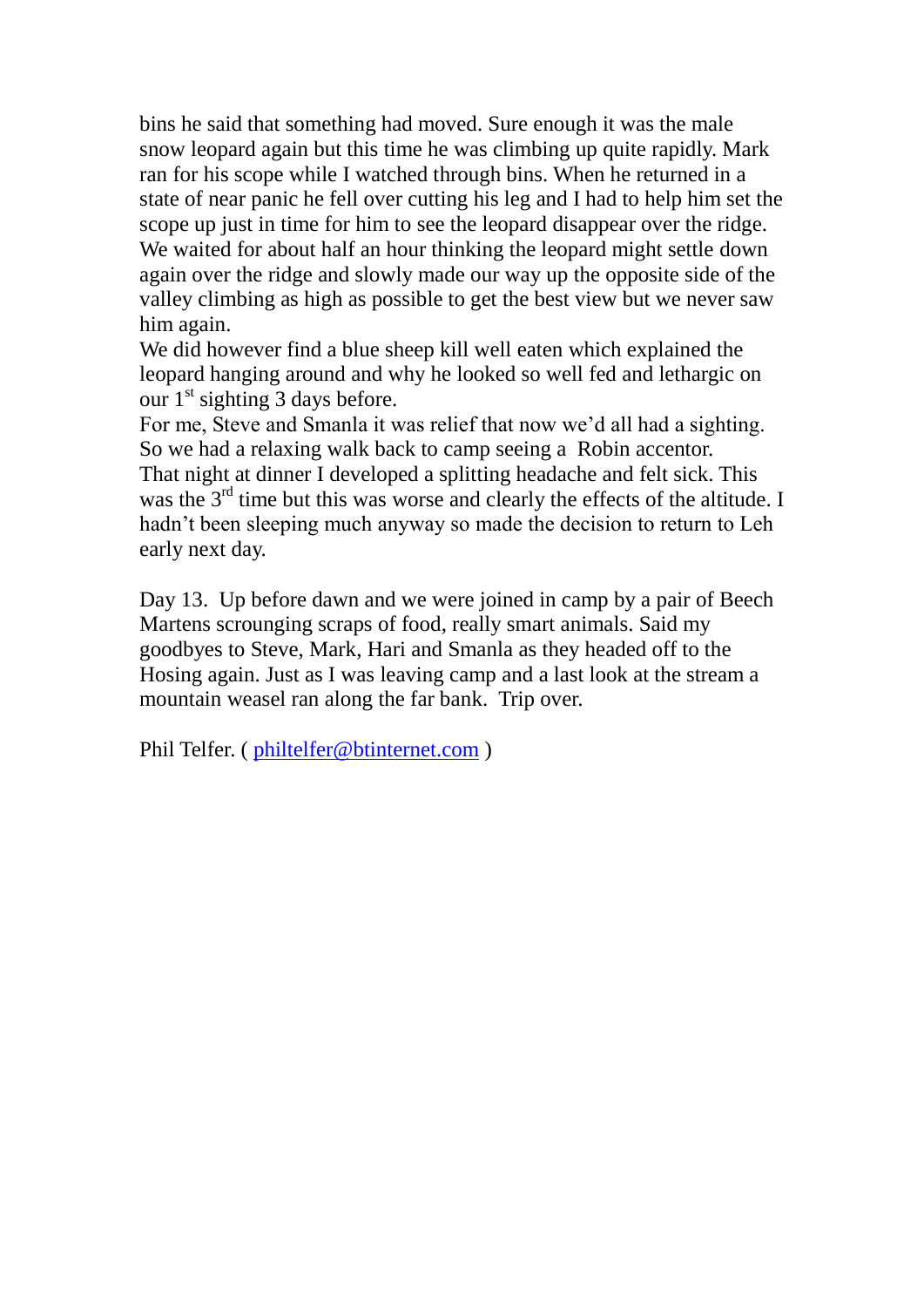bins he said that something had moved. Sure enough it was the male snow leopard again but this time he was climbing up quite rapidly. Mark ran for his scope while I watched through bins. When he returned in a state of near panic he fell over cutting his leg and I had to help him set the scope up just in time for him to see the leopard disappear over the ridge. We waited for about half an hour thinking the leopard might settle down again over the ridge and slowly made our way up the opposite side of the valley climbing as high as possible to get the best view but we never saw him again.
We did however find a blue sheep kill well eaten which explained the leopard hanging around and why he looked so well fed and lethargic on our 1st sighting 3 days before.
For me, Steve and Smanla it was relief that now we'd all had a sighting. So we had a relaxing walk back to camp seeing a Robin accentor.
That night at dinner I developed a splitting headache and felt sick. This was the 3rd time but this was worse and clearly the effects of the altitude. I hadn't been sleeping much anyway so made the decision to return to Leh early next day.

Day 13. Up before dawn and we were joined in camp by a pair of Beech Martens scrounging scraps of food, really smart animals. Said my goodbyes to Steve, Mark, Hari and Smanla as they headed off to the Hosing again. Just as I was leaving camp and a last look at the stream a mountain weasel ran along the far bank. Trip over.

Phil Telfer. ( philtelfer@btinternet.com )